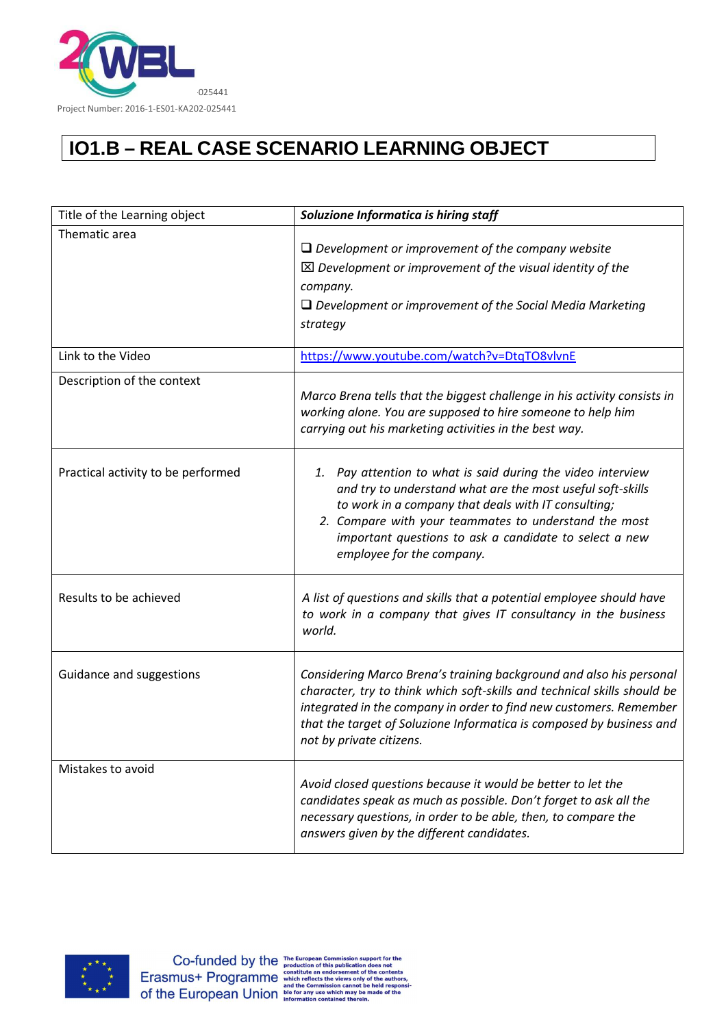# IO1.B – REAL CASE SCENARIO LEARNING OBJECT

| Title of the Learning object | ***Soluzione Informatica is hiring staff*** |
|---|---|
| Thematic area | ❑ *Development or improvement of the company website*<br>☒ *Development or improvement of the visual identity of the company.*<br>❑ *Development or improvement of the Social Media Marketing strategy* |
| Link to the Video | https://www.youtube.com/watch?v=DtqTO8vlvnE |
| Description of the context | *Marco Brena tells that the biggest challenge in his activity consists in working alone. You are supposed to hire someone to help him carrying out his marketing activities in the best way.* |
| Practical activity to be performed | 1. *Pay attention to what is said during the video interview and try to understand what are the most useful soft-skills to work in a company that deals with IT consulting;*<br>2. *Compare with your teammates to understand the most important questions to ask a candidate to select a new employee for the company.* |
| Results to be achieved | *A list of questions and skills that a potential employee should have to work in a company that gives IT consultancy in the business world.* |
| Guidance and suggestions | *Considering Marco Brena's training background and also his personal character, try to think which soft-skills and technical skills should be integrated in the company in order to find new customers. Remember that the target of Soluzione Informatica is composed by business and not by private citizens.* |
| Mistakes to avoid | *Avoid closed questions because it would be better to let the candidates speak as much as possible. Don't forget to ask all the necessary questions, in order to be able, then, to compare the answers given by the different candidates.* |